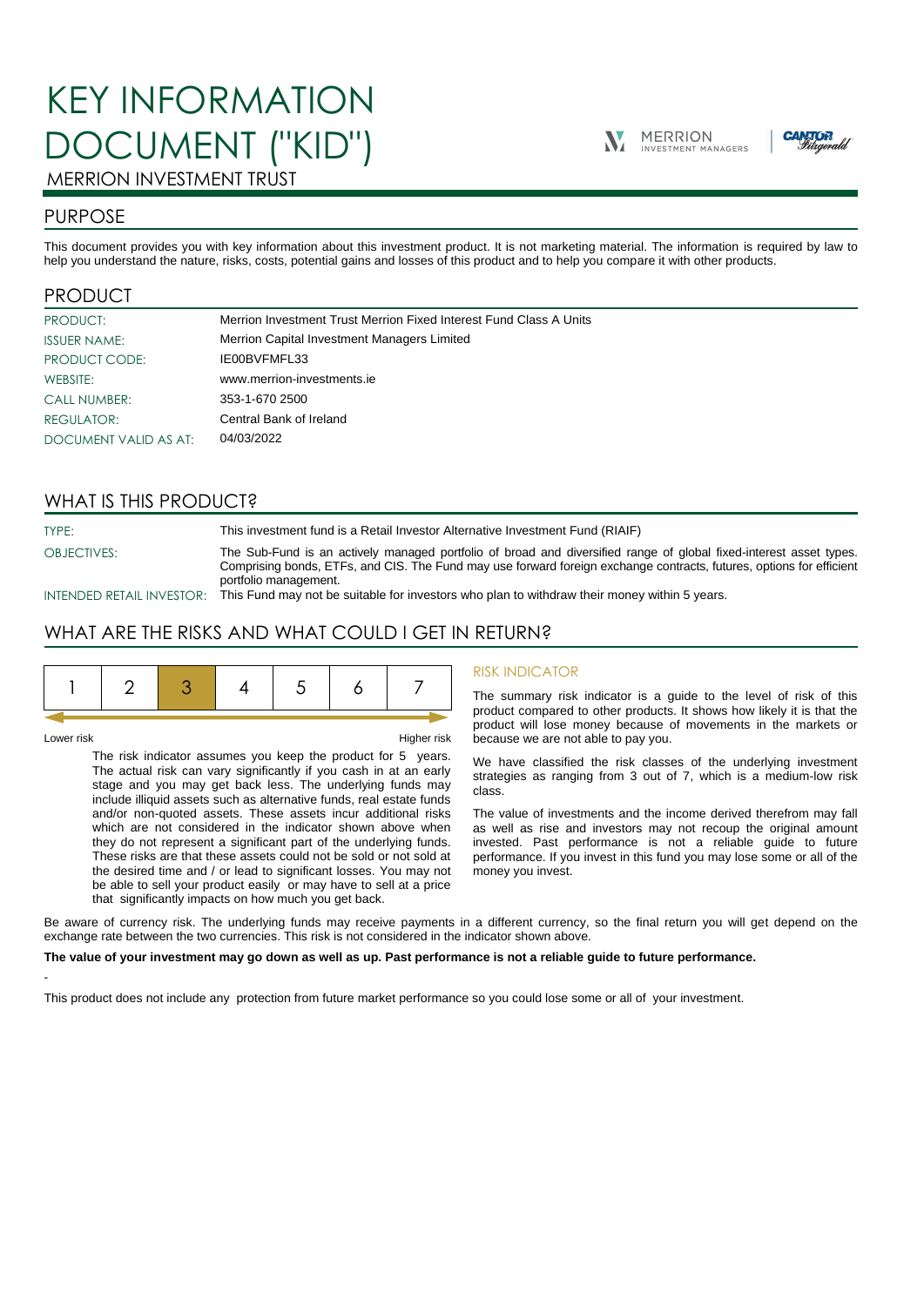# KEY INFORMATION DOCUMENT ("KID")

MERRION INVESTMENT TRUST

## PURPOSE

This document provides you with key information about this investment product. It is not marketing material. The information is required by law to help you understand the nature, risks, costs, potential gains and losses of this product and to help you compare it with other products.

## PRODUCT

| | |
|---|---|
| PRODUCT: | Merrion Investment Trust Merrion Fixed Interest Fund Class A Units |
| ISSUER NAME: | Merrion Capital Investment Managers Limited |
| PRODUCT CODE: | IE00BVFMFL33 |
| WEBSITE: | www.merrion-investments.ie |
| CALL NUMBER: | 353-1-670 2500 |
| REGULATOR: | Central Bank of Ireland |
| DOCUMENT VALID AS AT: | 04/03/2022 |

## WHAT IS THIS PRODUCT?

| | |
|---|---|
| TYPE: | This investment fund is a Retail Investor Alternative Investment Fund (RIAIF) |
| OBJECTIVES: | The Sub-Fund is an actively managed portfolio of broad and diversified range of global fixed-interest asset types. Comprising bonds, ETFs, and CIS. The Fund may use forward foreign exchange contracts, futures, options for efficient portfolio management. |
| INTENDED RETAIL INVESTOR: | This Fund may not be suitable for investors who plan to withdraw their money within 5 years. |

## WHAT ARE THE RISKS AND WHAT COULD I GET IN RETURN?

| 1 | 2 | **3** | 4 | 5 | 6 | 7 |
|---|---|---|---|---|---|---|

Lower risk — Higher risk

The risk indicator assumes you keep the product for 5 years. The actual risk can vary significantly if you cash in at an early stage and you may get back less. The underlying funds may include illiquid assets such as alternative funds, real estate funds and/or non-quoted assets. These assets incur additional risks which are not considered in the indicator shown above when they do not represent a significant part of the underlying funds. These risks are that these assets could not be sold or not sold at the desired time and / or lead to significant losses. You may not be able to sell your product easily or may have to sell at a price that significantly impacts on how much you get back.

### RISK INDICATOR

The summary risk indicator is a guide to the level of risk of this product compared to other products. It shows how likely it is that the product will lose money because of movements in the markets or because we are not able to pay you.

We have classified the risk classes of the underlying investment strategies as ranging from 3 out of 7, which is a medium-low risk class.

The value of investments and the income derived therefrom may fall as well as rise and investors may not recoup the original amount invested. Past performance is not a reliable guide to future performance. If you invest in this fund you may lose some or all of the money you invest.

Be aware of currency risk. The underlying funds may receive payments in a different currency, so the final return you will get depend on the exchange rate between the two currencies. This risk is not considered in the indicator shown above.

**The value of your investment may go down as well as up. Past performance is not a reliable guide to future performance.**

-

This product does not include any protection from future market performance so you could lose some or all of your investment.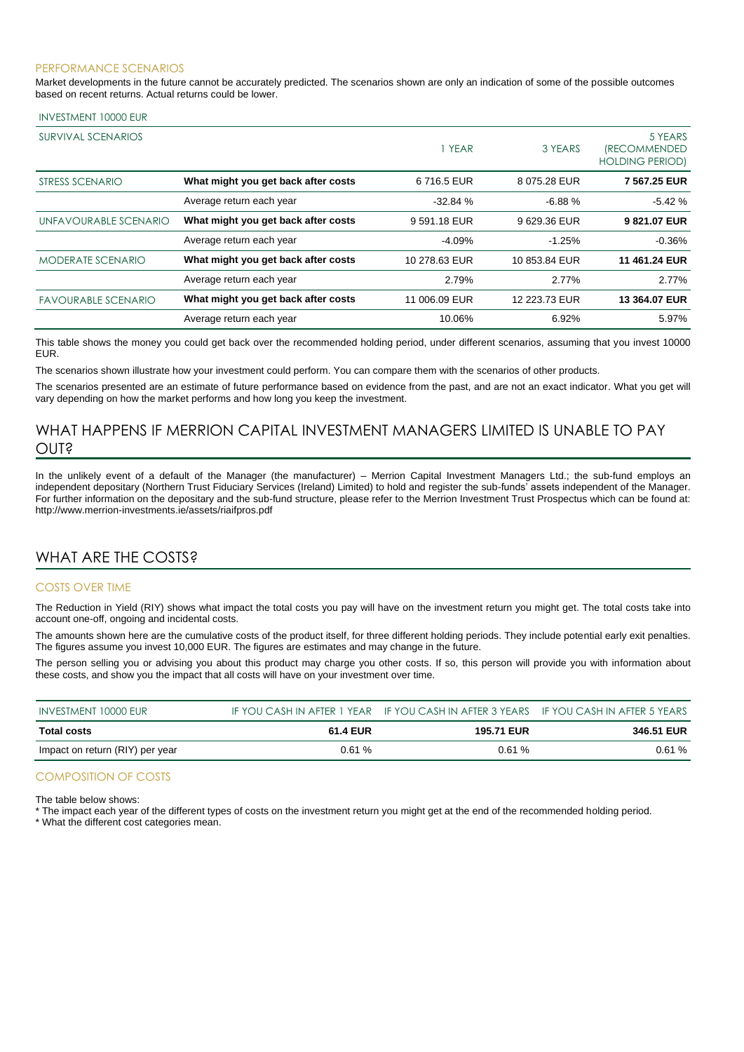### PERFORMANCE SCENARIOS

Market developments in the future cannot be accurately predicted. The scenarios shown are only an indication of some of the possible outcomes based on recent returns. Actual returns could be lower.

| INVESTMENT 10000 EUR | | | | |
|---|---|---|---|---|
| SURVIVAL SCENARIOS | | 1 YEAR | 3 YEARS | 5 YEARS (RECOMMENDED HOLDING PERIOD) |
| STRESS SCENARIO | **What might you get back after costs** | 6 716.5 EUR | 8 075.28 EUR | **7 567.25 EUR** |
| | Average return each year | -32.84 % | -6.88 % | -5.42 % |
| UNFAVOURABLE SCENARIO | **What might you get back after costs** | 9 591.18 EUR | 9 629.36 EUR | **9 821.07 EUR** |
| | Average return each year | -4.09% | -1.25% | -0.36% |
| MODERATE SCENARIO | **What might you get back after costs** | 10 278.63 EUR | 10 853.84 EUR | **11 461.24 EUR** |
| | Average return each year | 2.79% | 2.77% | 2.77% |
| FAVOURABLE SCENARIO | **What might you get back after costs** | 11 006.09 EUR | 12 223.73 EUR | **13 364.07 EUR** |
| | Average return each year | 10.06% | 6.92% | 5.97% |

This table shows the money you could get back over the recommended holding period, under different scenarios, assuming that you invest 10000 EUR.

The scenarios shown illustrate how your investment could perform. You can compare them with the scenarios of other products.

The scenarios presented are an estimate of future performance based on evidence from the past, and are not an exact indicator. What you get will vary depending on how the market performs and how long you keep the investment.

## WHAT HAPPENS IF MERRION CAPITAL INVESTMENT MANAGERS LIMITED IS UNABLE TO PAY OUT?

In the unlikely event of a default of the Manager (the manufacturer) – Merrion Capital Investment Managers Ltd.; the sub-fund employs an independent depositary (Northern Trust Fiduciary Services (Ireland) Limited) to hold and register the sub-funds' assets independent of the Manager. For further information on the depositary and the sub-fund structure, please refer to the Merrion Investment Trust Prospectus which can be found at: http://www.merrion-investments.ie/assets/riaifpros.pdf

## WHAT ARE THE COSTS?

### COSTS OVER TIME

The Reduction in Yield (RIY) shows what impact the total costs you pay will have on the investment return you might get. The total costs take into account one-off, ongoing and incidental costs.

The amounts shown here are the cumulative costs of the product itself, for three different holding periods. They include potential early exit penalties. The figures assume you invest 10,000 EUR. The figures are estimates and may change in the future.

The person selling you or advising you about this product may charge you other costs. If so, this person will provide you with information about these costs, and show you the impact that all costs will have on your investment over time.

| INVESTMENT 10000 EUR | IF YOU CASH IN AFTER 1 YEAR | IF YOU CASH IN AFTER 3 YEARS | IF YOU CASH IN AFTER 5 YEARS |
|---|---|---|---|
| **Total costs** | **61.4 EUR** | **195.71 EUR** | **346.51 EUR** |
| Impact on return (RIY) per year | 0.61 % | 0.61 % | 0.61 % |

### COMPOSITION OF COSTS

The table below shows:

* The impact each year of the different types of costs on the investment return you might get at the end of the recommended holding period.
* What the different cost categories mean.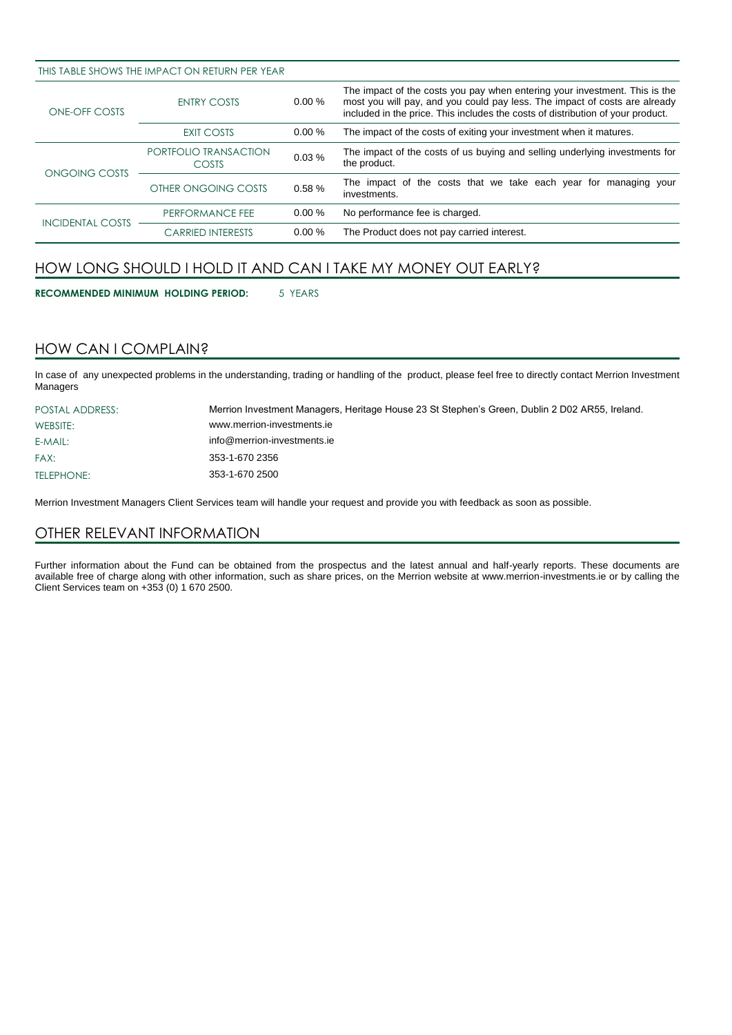| THIS TABLE SHOWS THE IMPACT ON RETURN PER YEAR | | | |
|---|---|---|---|
| ONE-OFF COSTS | ENTRY COSTS | 0.00 % | The impact of the costs you pay when entering your investment. This is the most you will pay, and you could pay less. The impact of costs are already included in the price. This includes the costs of distribution of your product. |
| | EXIT COSTS | 0.00 % | The impact of the costs of exiting your investment when it matures. |
| ONGOING COSTS | PORTFOLIO TRANSACTION COSTS | 0.03 % | The impact of the costs of us buying and selling underlying investments for the product. |
| | OTHER ONGOING COSTS | 0.58 % | The impact of the costs that we take each year for managing your investments. |
| INCIDENTAL COSTS | PERFORMANCE FEE | 0.00 % | No performance fee is charged. |
| | CARRIED INTERESTS | 0.00 % | The Product does not pay carried interest. |

## HOW LONG SHOULD I HOLD IT AND CAN I TAKE MY MONEY OUT EARLY?

**RECOMMENDED MINIMUM HOLDING PERIOD:** 5 YEARS

## HOW CAN I COMPLAIN?

In case of any unexpected problems in the understanding, trading or handling of the product, please feel free to directly contact Merrion Investment Managers

| | |
|---|---|
| POSTAL ADDRESS: | Merrion Investment Managers, Heritage House 23 St Stephen's Green, Dublin 2 D02 AR55, Ireland. |
| WEBSITE: | www.merrion-investments.ie |
| E-MAIL: | info@merrion-investments.ie |
| FAX: | 353-1-670 2356 |
| TELEPHONE: | 353-1-670 2500 |

Merrion Investment Managers Client Services team will handle your request and provide you with feedback as soon as possible.

## OTHER RELEVANT INFORMATION

Further information about the Fund can be obtained from the prospectus and the latest annual and half-yearly reports. These documents are available free of charge along with other information, such as share prices, on the Merrion website at www.merrion-investments.ie or by calling the Client Services team on +353 (0) 1 670 2500.